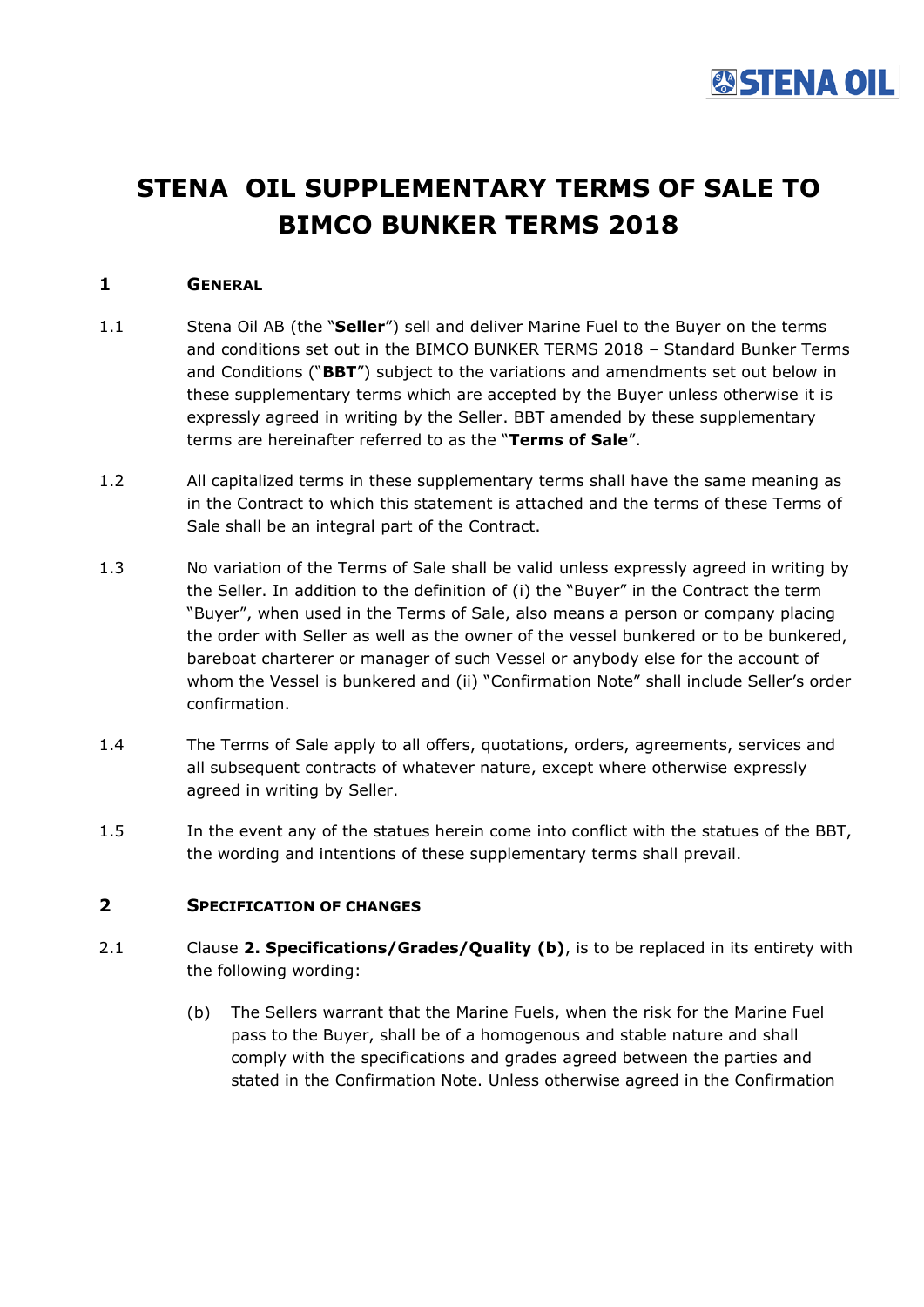# STENA OIL SUPPLEMENTARY TERMS OF SALE TO BIMCO BUNKER TERMS 2018

## 1 GENERAL

1.1 Stena Oil AB (the "**Seller**") sell and deliver Marine Fuel to the Buyer on the terms and conditions set out in the BIMCO BUNKER TERMS 2018 – Standard Bunker Terms and Conditions ("**BBT**") subject to the variations and amendments set out below in these supplementary terms which are accepted by the Buyer unless otherwise it is expressly agreed in writing by the Seller. BBT amended by these supplementary terms are hereinafter referred to as the "**Terms of Sale**".

1.2 All capitalized terms in these supplementary terms shall have the same meaning as in the Contract to which this statement is attached and the terms of these Terms of Sale shall be an integral part of the Contract.

1.3 No variation of the Terms of Sale shall be valid unless expressly agreed in writing by the Seller. In addition to the definition of (i) the "Buyer" in the Contract the term "Buyer", when used in the Terms of Sale, also means a person or company placing the order with Seller as well as the owner of the vessel bunkered or to be bunkered, bareboat charterer or manager of such Vessel or anybody else for the account of whom the Vessel is bunkered and (ii) "Confirmation Note" shall include Seller's order confirmation.

1.4 The Terms of Sale apply to all offers, quotations, orders, agreements, services and all subsequent contracts of whatever nature, except where otherwise expressly agreed in writing by Seller.

1.5 In the event any of the statues herein come into conflict with the statues of the BBT, the wording and intentions of these supplementary terms shall prevail.

## 2 SPECIFICATION OF CHANGES

2.1 Clause **2. Specifications/Grades/Quality (b)**, is to be replaced in its entirety with the following wording:

(b) The Sellers warrant that the Marine Fuels, when the risk for the Marine Fuel pass to the Buyer, shall be of a homogenous and stable nature and shall comply with the specifications and grades agreed between the parties and stated in the Confirmation Note. Unless otherwise agreed in the Confirmation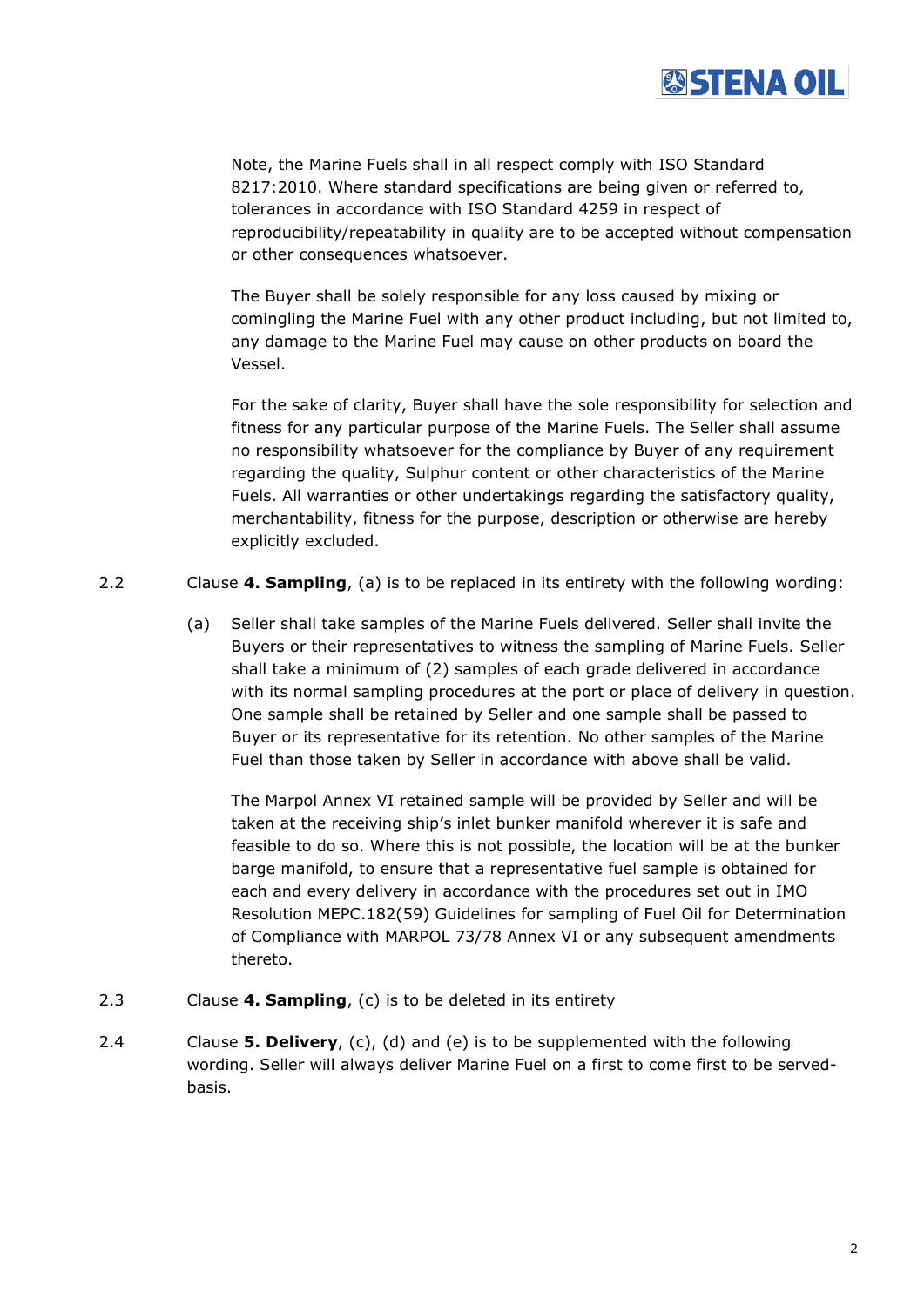Note, the Marine Fuels shall in all respect comply with ISO Standard 8217:2010. Where standard specifications are being given or referred to, tolerances in accordance with ISO Standard 4259 in respect of reproducibility/repeatability in quality are to be accepted without compensation or other consequences whatsoever.

The Buyer shall be solely responsible for any loss caused by mixing or comingling the Marine Fuel with any other product including, but not limited to, any damage to the Marine Fuel may cause on other products on board the Vessel.

For the sake of clarity, Buyer shall have the sole responsibility for selection and fitness for any particular purpose of the Marine Fuels. The Seller shall assume no responsibility whatsoever for the compliance by Buyer of any requirement regarding the quality, Sulphur content or other characteristics of the Marine Fuels. All warranties or other undertakings regarding the satisfactory quality, merchantability, fitness for the purpose, description or otherwise are hereby explicitly excluded.

2.2 Clause **4. Sampling**, (a) is to be replaced in its entirety with the following wording:

(a) Seller shall take samples of the Marine Fuels delivered. Seller shall invite the Buyers or their representatives to witness the sampling of Marine Fuels. Seller shall take a minimum of (2) samples of each grade delivered in accordance with its normal sampling procedures at the port or place of delivery in question. One sample shall be retained by Seller and one sample shall be passed to Buyer or its representative for its retention. No other samples of the Marine Fuel than those taken by Seller in accordance with above shall be valid.

The Marpol Annex VI retained sample will be provided by Seller and will be taken at the receiving ship's inlet bunker manifold wherever it is safe and feasible to do so. Where this is not possible, the location will be at the bunker barge manifold, to ensure that a representative fuel sample is obtained for each and every delivery in accordance with the procedures set out in IMO Resolution MEPC.182(59) Guidelines for sampling of Fuel Oil for Determination of Compliance with MARPOL 73/78 Annex VI or any subsequent amendments thereto.

2.3 Clause **4. Sampling**, (c) is to be deleted in its entirety

2.4 Clause **5. Delivery**, (c), (d) and (e) is to be supplemented with the following wording. Seller will always deliver Marine Fuel on a first to come first to be served-basis.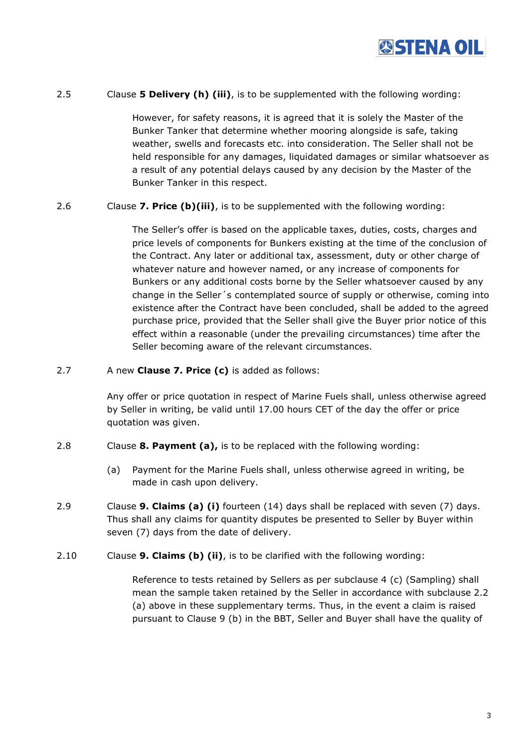2.5 Clause **5 Delivery (h) (iii)**, is to be supplemented with the following wording:

> However, for safety reasons, it is agreed that it is solely the Master of the Bunker Tanker that determine whether mooring alongside is safe, taking weather, swells and forecasts etc. into consideration. The Seller shall not be held responsible for any damages, liquidated damages or similar whatsoever as a result of any potential delays caused by any decision by the Master of the Bunker Tanker in this respect.

2.6 Clause **7. Price (b)(iii)**, is to be supplemented with the following wording:

> The Seller's offer is based on the applicable taxes, duties, costs, charges and price levels of components for Bunkers existing at the time of the conclusion of the Contract. Any later or additional tax, assessment, duty or other charge of whatever nature and however named, or any increase of components for Bunkers or any additional costs borne by the Seller whatsoever caused by any change in the Seller´s contemplated source of supply or otherwise, coming into existence after the Contract have been concluded, shall be added to the agreed purchase price, provided that the Seller shall give the Buyer prior notice of this effect within a reasonable (under the prevailing circumstances) time after the Seller becoming aware of the relevant circumstances.

2.7 A new **Clause 7. Price (c)** is added as follows:

Any offer or price quotation in respect of Marine Fuels shall, unless otherwise agreed by Seller in writing, be valid until 17.00 hours CET of the day the offer or price quotation was given.

2.8 Clause **8. Payment (a),** is to be replaced with the following wording:

(a) Payment for the Marine Fuels shall, unless otherwise agreed in writing, be made in cash upon delivery.

2.9 Clause **9. Claims (a) (i)** fourteen (14) days shall be replaced with seven (7) days. Thus shall any claims for quantity disputes be presented to Seller by Buyer within seven (7) days from the date of delivery.

2.10 Clause **9. Claims (b) (ii)**, is to be clarified with the following wording:

> Reference to tests retained by Sellers as per subclause 4 (c) (Sampling) shall mean the sample taken retained by the Seller in accordance with subclause 2.2 (a) above in these supplementary terms. Thus, in the event a claim is raised pursuant to Clause 9 (b) in the BBT, Seller and Buyer shall have the quality of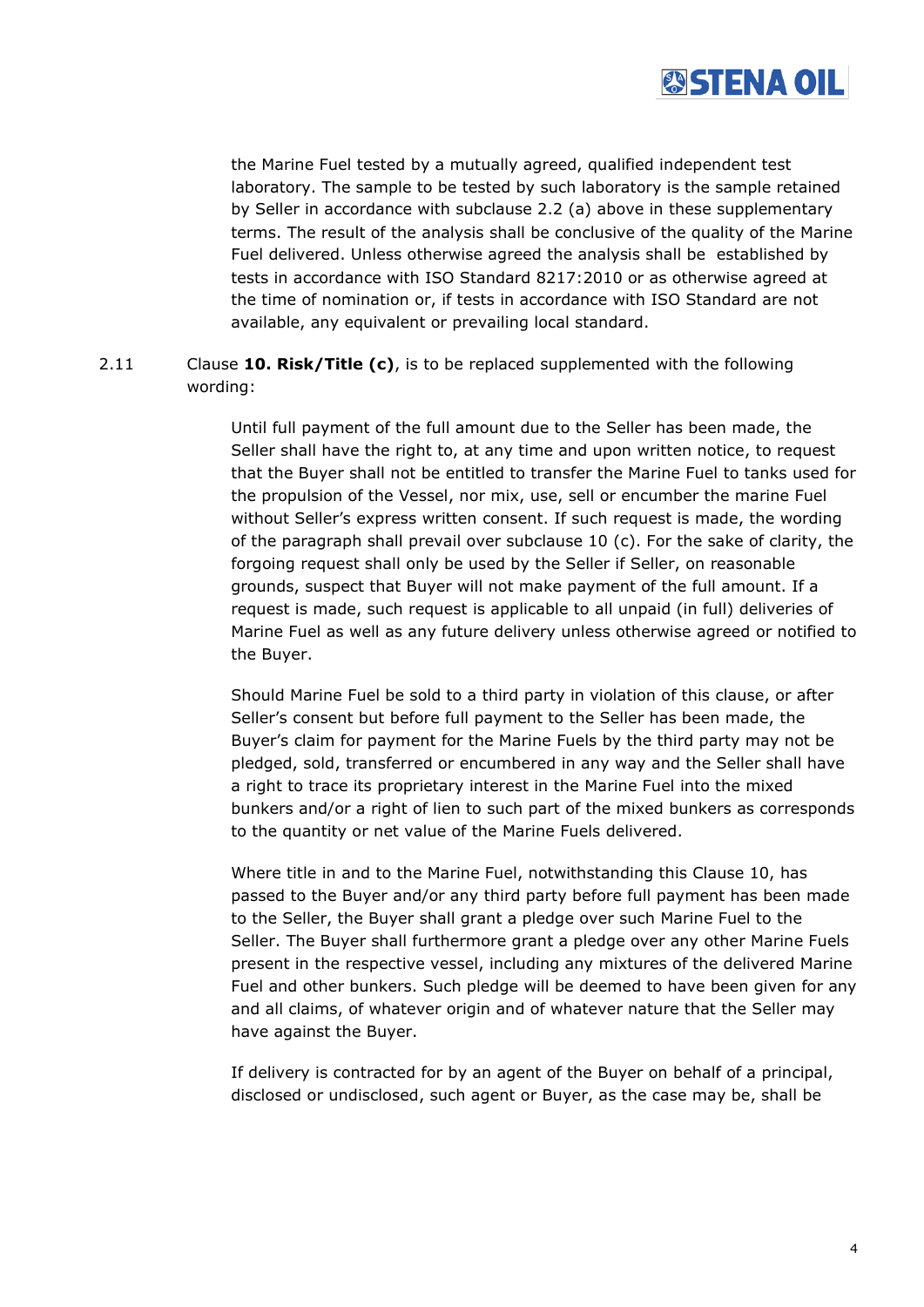the Marine Fuel tested by a mutually agreed, qualified independent test laboratory. The sample to be tested by such laboratory is the sample retained by Seller in accordance with subclause 2.2 (a) above in these supplementary terms. The result of the analysis shall be conclusive of the quality of the Marine Fuel delivered. Unless otherwise agreed the analysis shall be established by tests in accordance with ISO Standard 8217:2010 or as otherwise agreed at the time of nomination or, if tests in accordance with ISO Standard are not available, any equivalent or prevailing local standard.

2.11 Clause **10. Risk/Title (c)**, is to be replaced supplemented with the following wording:

Until full payment of the full amount due to the Seller has been made, the Seller shall have the right to, at any time and upon written notice, to request that the Buyer shall not be entitled to transfer the Marine Fuel to tanks used for the propulsion of the Vessel, nor mix, use, sell or encumber the marine Fuel without Seller's express written consent. If such request is made, the wording of the paragraph shall prevail over subclause 10 (c). For the sake of clarity, the forgoing request shall only be used by the Seller if Seller, on reasonable grounds, suspect that Buyer will not make payment of the full amount. If a request is made, such request is applicable to all unpaid (in full) deliveries of Marine Fuel as well as any future delivery unless otherwise agreed or notified to the Buyer.

Should Marine Fuel be sold to a third party in violation of this clause, or after Seller's consent but before full payment to the Seller has been made, the Buyer's claim for payment for the Marine Fuels by the third party may not be pledged, sold, transferred or encumbered in any way and the Seller shall have a right to trace its proprietary interest in the Marine Fuel into the mixed bunkers and/or a right of lien to such part of the mixed bunkers as corresponds to the quantity or net value of the Marine Fuels delivered.

Where title in and to the Marine Fuel, notwithstanding this Clause 10, has passed to the Buyer and/or any third party before full payment has been made to the Seller, the Buyer shall grant a pledge over such Marine Fuel to the Seller. The Buyer shall furthermore grant a pledge over any other Marine Fuels present in the respective vessel, including any mixtures of the delivered Marine Fuel and other bunkers. Such pledge will be deemed to have been given for any and all claims, of whatever origin and of whatever nature that the Seller may have against the Buyer.

If delivery is contracted for by an agent of the Buyer on behalf of a principal, disclosed or undisclosed, such agent or Buyer, as the case may be, shall be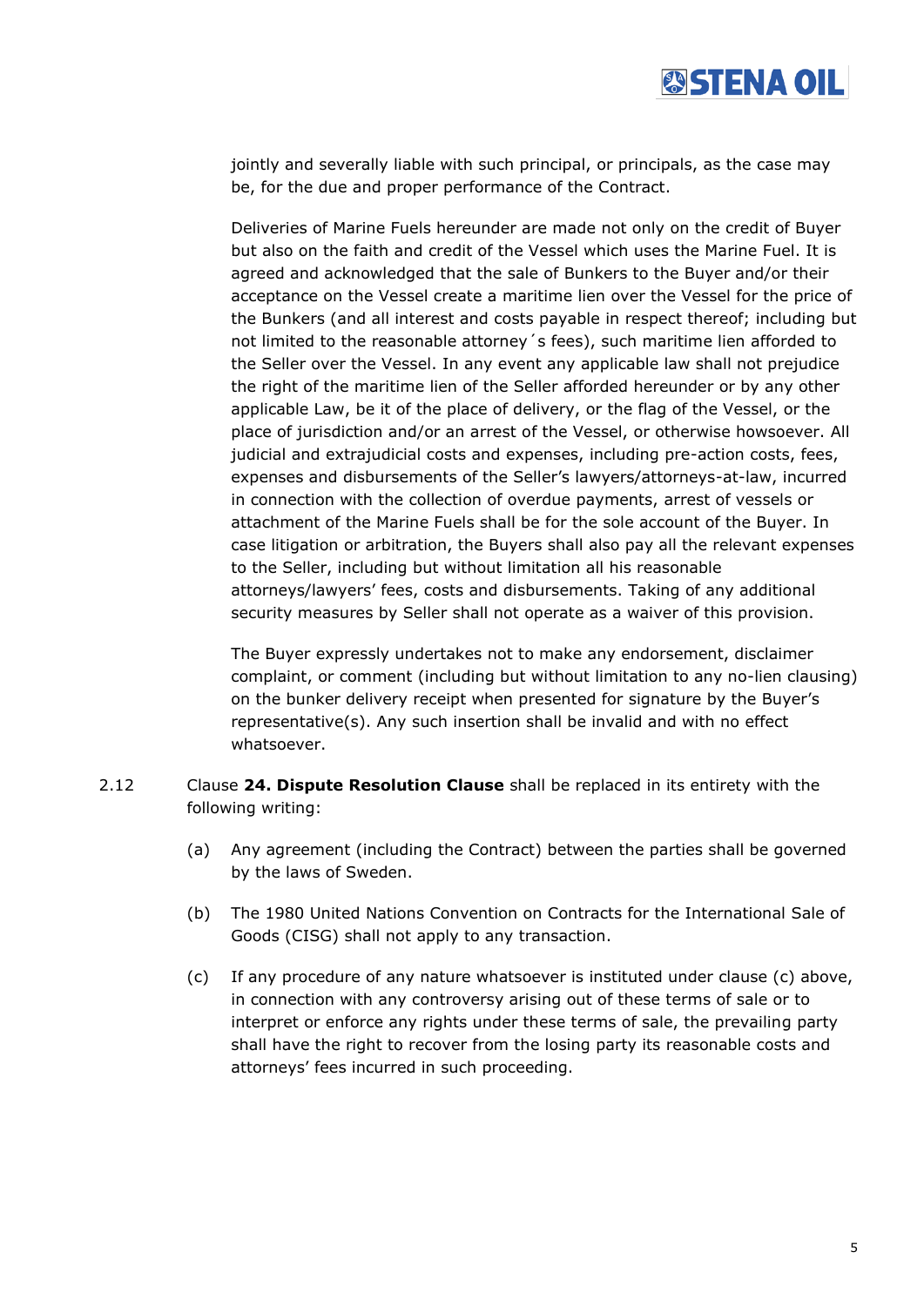jointly and severally liable with such principal, or principals, as the case may be, for the due and proper performance of the Contract.

Deliveries of Marine Fuels hereunder are made not only on the credit of Buyer but also on the faith and credit of the Vessel which uses the Marine Fuel. It is agreed and acknowledged that the sale of Bunkers to the Buyer and/or their acceptance on the Vessel create a maritime lien over the Vessel for the price of the Bunkers (and all interest and costs payable in respect thereof; including but not limited to the reasonable attorney´s fees), such maritime lien afforded to the Seller over the Vessel. In any event any applicable law shall not prejudice the right of the maritime lien of the Seller afforded hereunder or by any other applicable Law, be it of the place of delivery, or the flag of the Vessel, or the place of jurisdiction and/or an arrest of the Vessel, or otherwise howsoever. All judicial and extrajudicial costs and expenses, including pre-action costs, fees, expenses and disbursements of the Seller's lawyers/attorneys-at-law, incurred in connection with the collection of overdue payments, arrest of vessels or attachment of the Marine Fuels shall be for the sole account of the Buyer. In case litigation or arbitration, the Buyers shall also pay all the relevant expenses to the Seller, including but without limitation all his reasonable attorneys/lawyers' fees, costs and disbursements. Taking of any additional security measures by Seller shall not operate as a waiver of this provision.

The Buyer expressly undertakes not to make any endorsement, disclaimer complaint, or comment (including but without limitation to any no-lien clausing) on the bunker delivery receipt when presented for signature by the Buyer's representative(s). Any such insertion shall be invalid and with no effect whatsoever.

2.12 Clause **24. Dispute Resolution Clause** shall be replaced in its entirety with the following writing:

(a) Any agreement (including the Contract) between the parties shall be governed by the laws of Sweden.

(b) The 1980 United Nations Convention on Contracts for the International Sale of Goods (CISG) shall not apply to any transaction.

(c) If any procedure of any nature whatsoever is instituted under clause (c) above, in connection with any controversy arising out of these terms of sale or to interpret or enforce any rights under these terms of sale, the prevailing party shall have the right to recover from the losing party its reasonable costs and attorneys' fees incurred in such proceeding.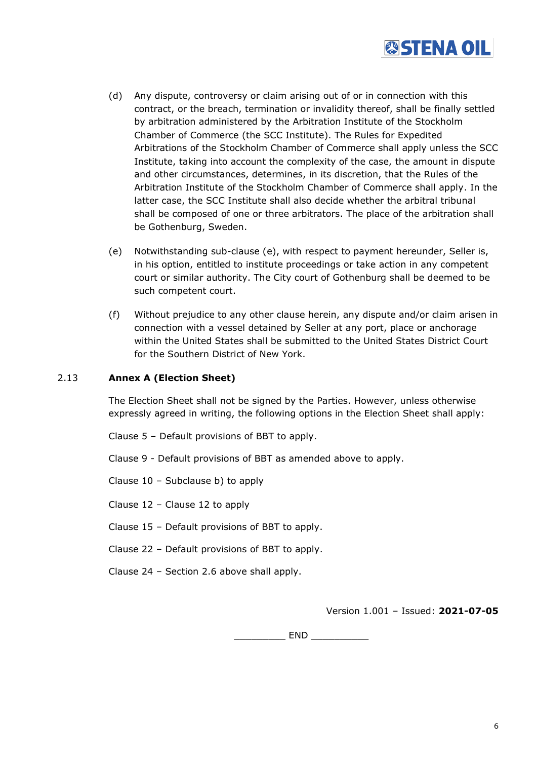(d) Any dispute, controversy or claim arising out of or in connection with this contract, or the breach, termination or invalidity thereof, shall be finally settled by arbitration administered by the Arbitration Institute of the Stockholm Chamber of Commerce (the SCC Institute). The Rules for Expedited Arbitrations of the Stockholm Chamber of Commerce shall apply unless the SCC Institute, taking into account the complexity of the case, the amount in dispute and other circumstances, determines, in its discretion, that the Rules of the Arbitration Institute of the Stockholm Chamber of Commerce shall apply. In the latter case, the SCC Institute shall also decide whether the arbitral tribunal shall be composed of one or three arbitrators. The place of the arbitration shall be Gothenburg, Sweden.

(e) Notwithstanding sub-clause (e), with respect to payment hereunder, Seller is, in his option, entitled to institute proceedings or take action in any competent court or similar authority. The City court of Gothenburg shall be deemed to be such competent court.

(f) Without prejudice to any other clause herein, any dispute and/or claim arisen in connection with a vessel detained by Seller at any port, place or anchorage within the United States shall be submitted to the United States District Court for the Southern District of New York.

2.13 **Annex A (Election Sheet)**

The Election Sheet shall not be signed by the Parties. However, unless otherwise expressly agreed in writing, the following options in the Election Sheet shall apply:

Clause 5 – Default provisions of BBT to apply.

Clause 9 - Default provisions of BBT as amended above to apply.

Clause 10 – Subclause b) to apply

Clause 12 – Clause 12 to apply

Clause 15 – Default provisions of BBT to apply.

Clause 22 – Default provisions of BBT to apply.

Clause 24 – Section 2.6 above shall apply.

Version 1.001 – Issued: **2021-07-05**

_________ END __________